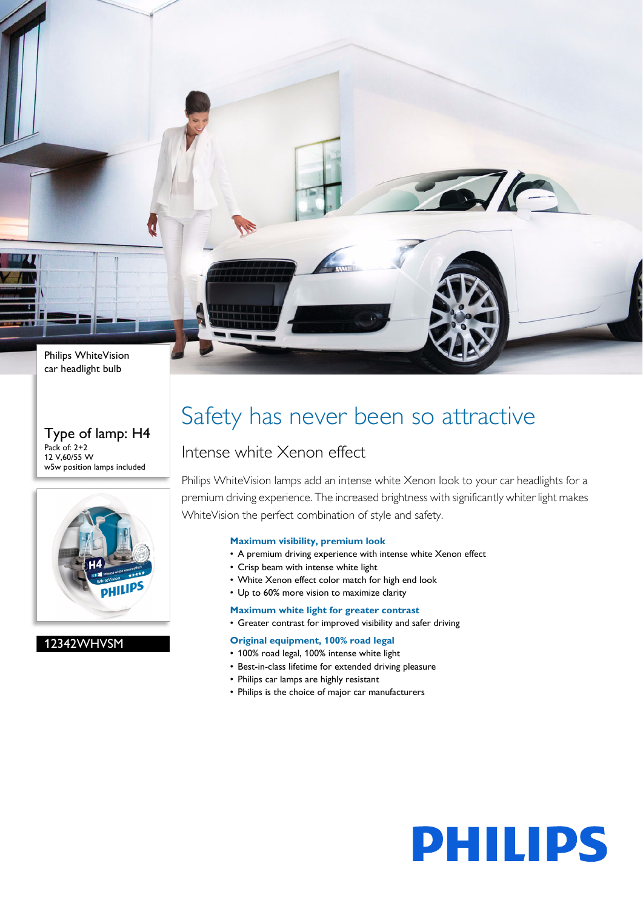Philips WhiteVision car headlight bulb

Type of lamp: H4

Pack of: 2+2

12 V,60/55 W

w5w position lamps included

12342WHVSM

# Safety has never been so attractive

## Intense white Xenon effect

Philips WhiteVision lamps add an intense white Xenon look to your car headlights for a premium driving experience. The increased brightness with significantly whiter light makes WhiteVision the perfect combination of style and safety.

**Maximum visibility, premium look**

- A premium driving experience with intense white Xenon effect
- Crisp beam with intense white light
- White Xenon effect color match for high end look
- Up to 60% more vision to maximize clarity

**Maximum white light for greater contrast**

- Greater contrast for improved visibility and safer driving

**Original equipment, 100% road legal**

- 100% road legal, 100% intense white light
- Best-in-class lifetime for extended driving pleasure
- Philips car lamps are highly resistant
- Philips is the choice of major car manufacturers

PHILIPS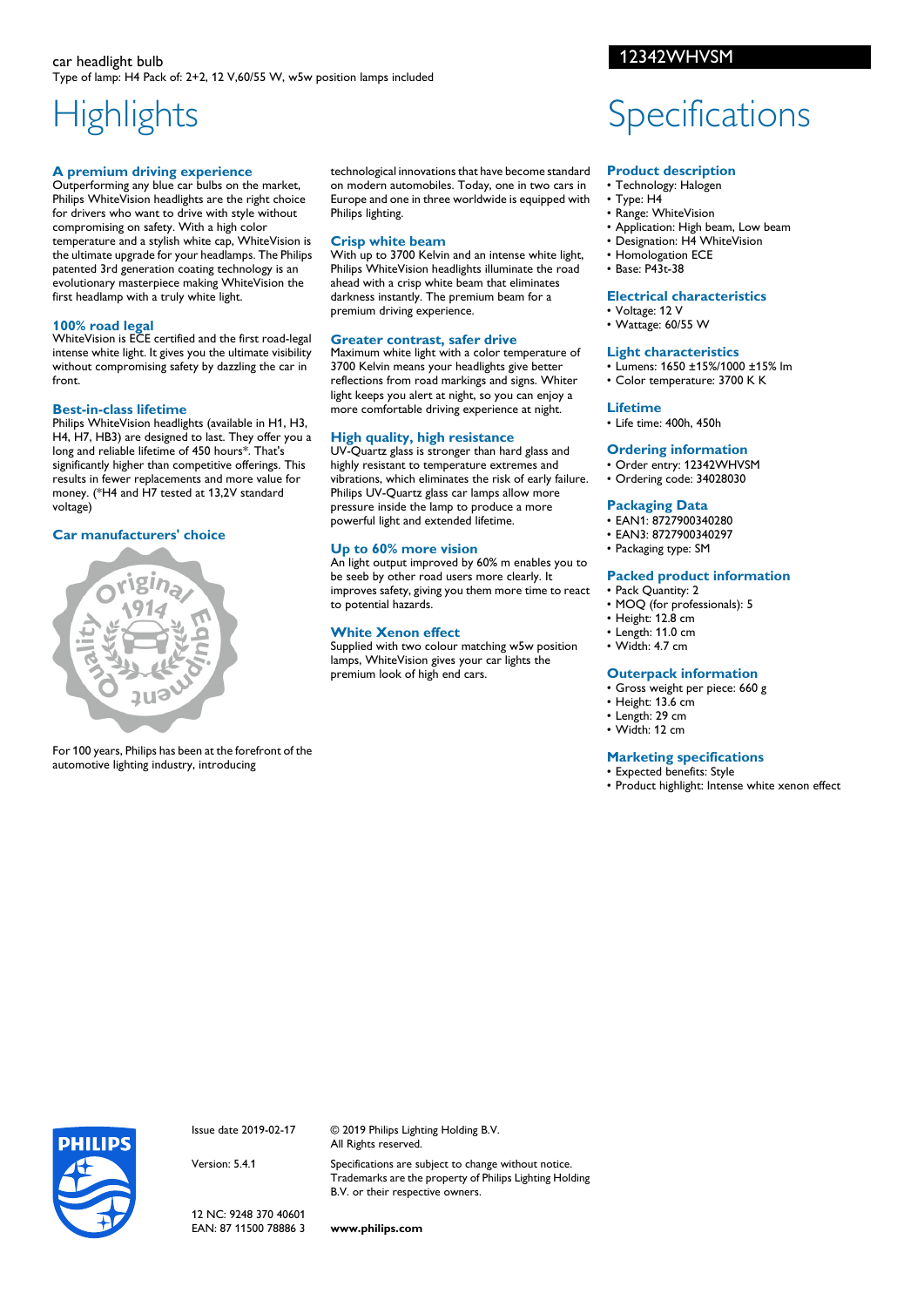car headlight bulb

Type of lamp: H4 Pack of: 2+2, 12 V,60/55 W, w5w position lamps included

12342WHVSM

# Highlights

### A premium driving experience

Outperforming any blue car bulbs on the market, Philips WhiteVision headlights are the right choice for drivers who want to drive with style without compromising on safety. With a high color temperature and a stylish white cap, WhiteVision is the ultimate upgrade for your headlamps. The Philips patented 3rd generation coating technology is an evolutionary masterpiece making WhiteVision the first headlamp with a truly white light.

### 100% road legal

WhiteVision is ECE certified and the first road-legal intense white light. It gives you the ultimate visibility without compromising safety by dazzling the car in front.

### Best-in-class lifetime

Philips WhiteVision headlights (available in H1, H3, H4, H7, HB3) are designed to last. They offer you a long and reliable lifetime of 450 hours*. That's significantly higher than competitive offerings. This results in fewer replacements and more value for money. (*H4 and H7 tested at 13,2V standard voltage)

### Car manufacturers' choice

For 100 years, Philips has been at the forefront of the automotive lighting industry, introducing technological innovations that have become standard on modern automobiles. Today, one in two cars in Europe and one in three worldwide is equipped with Philips lighting.

### Crisp white beam

With up to 3700 Kelvin and an intense white light, Philips WhiteVision headlights illuminate the road ahead with a crisp white beam that eliminates darkness instantly. The premium beam for a premium driving experience.

### Greater contrast, safer drive

Maximum white light with a color temperature of 3700 Kelvin means your headlights give better reflections from road markings and signs. Whiter light keeps you alert at night, so you can enjoy a more comfortable driving experience at night.

### High quality, high resistance

UV-Quartz glass is stronger than hard glass and highly resistant to temperature extremes and vibrations, which eliminates the risk of early failure. Philips UV-Quartz glass car lamps allow more pressure inside the lamp to produce a more powerful light and extended lifetime.

### Up to 60% more vision

An light output improved by 60% m enables you to be seeb by other road users more clearly. It improves safety, giving you them more time to react to potential hazards.

### White Xenon effect

Supplied with two colour matching w5w position lamps, WhiteVision gives your car lights the premium look of high end cars.

# Specifications

### Product description

- Technology: Halogen
- Type: H4
- Range: WhiteVision
- Application: High beam, Low beam
- Designation: H4 WhiteVision
- Homologation ECE
- Base: P43t-38

### Electrical characteristics

- Voltage: 12 V
- Wattage: 60/55 W

### Light characteristics

- Lumens: 1650 ±15%/1000 ±15% lm
- Color temperature: 3700 K K

### Lifetime

- Life time: 400h, 450h

### Ordering information

- Order entry: 12342WHVSM
- Ordering code: 34028030

### Packaging Data

- EAN1: 8727900340280
- EAN3: 8727900340297
- Packaging type: SM

### Packed product information

- Pack Quantity: 2
- MOQ (for professionals): 5
- Height: 12.8 cm
- Length: 11.0 cm
- Width: 4.7 cm

### Outerpack information

- Gross weight per piece: 660 g
- Height: 13.6 cm
- Length: 29 cm
- Width: 12 cm

### Marketing specifications

- Expected benefits: Style
- Product highlight: Intense white xenon effect

Issue date 2019-02-17

Version: 5.4.1

12 NC: 9248 370 40601
EAN: 87 11500 78886 3

© 2019 Philips Lighting Holding B.V.
All Rights reserved.

Specifications are subject to change without notice. Trademarks are the property of Philips Lighting Holding B.V. or their respective owners.

**www.philips.com**